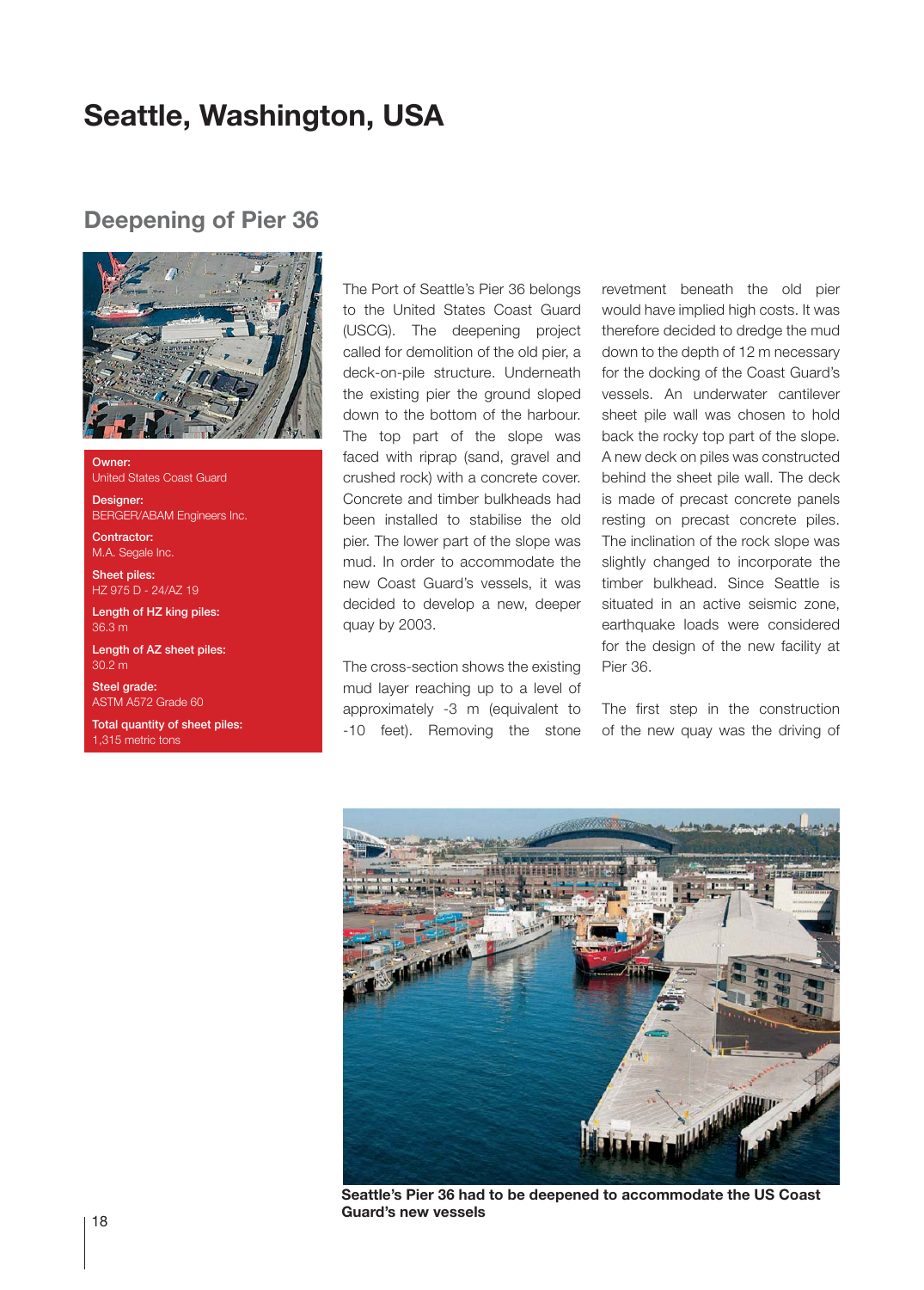# Seattle, Washington, USA

## Deepening of Pier 36

**Owner:**
United States Coast Guard

**Designer:**
BERGER/ABAM Engineers Inc.

**Contractor:**
M.A. Segale Inc.

**Sheet piles:**
HZ 975 D - 24/AZ 19

**Length of HZ king piles:**
36.3 m

**Length of AZ sheet piles:**
30.2 m

**Steel grade:**
ASTM A572 Grade 60

**Total quantity of sheet piles:**
1,315 metric tons

The Port of Seattle's Pier 36 belongs to the United States Coast Guard (USCG). The deepening project called for demolition of the old pier, a deck-on-pile structure. Underneath the existing pier the ground sloped down to the bottom of the harbour. The top part of the slope was faced with riprap (sand, gravel and crushed rock) with a concrete cover. Concrete and timber bulkheads had been installed to stabilise the old pier. The lower part of the slope was mud. In order to accommodate the new Coast Guard's vessels, it was decided to develop a new, deeper quay by 2003.

The cross-section shows the existing mud layer reaching up to a level of approximately -3 m (equivalent to -10 feet). Removing the stone revetment beneath the old pier would have implied high costs. It was therefore decided to dredge the mud down to the depth of 12 m necessary for the docking of the Coast Guard's vessels. An underwater cantilever sheet pile wall was chosen to hold back the rocky top part of the slope. A new deck on piles was constructed behind the sheet pile wall. The deck is made of precast concrete panels resting on precast concrete piles. The inclination of the rock slope was slightly changed to incorporate the timber bulkhead. Since Seattle is situated in an active seismic zone, earthquake loads were considered for the design of the new facility at Pier 36.

The first step in the construction of the new quay was the driving of

**Seattle's Pier 36 had to be deepened to accommodate the US Coast Guard's new vessels**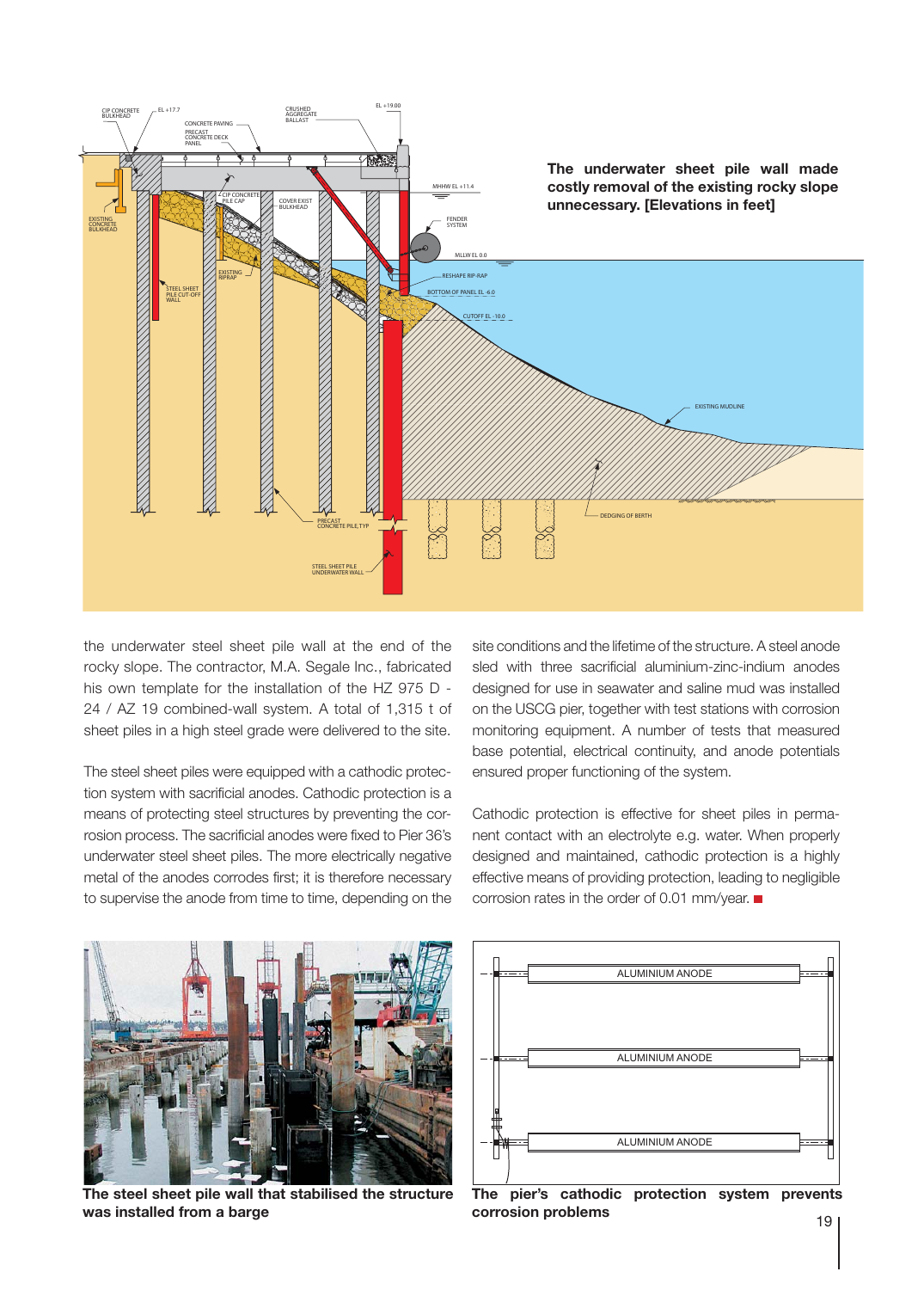CIP CONCRETE BULKHEAD

EL +17.7

CRUSHED AGGREGATE BALLAST

EL +19.00

CONCRETE PAVING

PRECAST CONCRETE DECK PANEL

CIP CONCRETE PILE CAP

COVER EXIST BULKHEAD

MHHW EL +11.4

FENDER SYSTEM

MLLW EL 0.0

EXISTING CONCRETE BULKHEAD

EXISTING RIPRAP

STEEL SHEET PILE CUT-OFF WALL

RESHAPE RIP-RAP

BOTTOM OF PANEL EL -6.0

CUTOFF EL -10.0

EXISTING MUDLINE

PRECAST CONCRETE PILE,TYP

DEDGING OF BERTH

STEEL SHEET PILE UNDERWATER WALL

**The underwater sheet pile wall made costly removal of the existing rocky slope unnecessary. [Elevations in feet]**

the underwater steel sheet pile wall at the end of the rocky slope. The contractor, M.A. Segale Inc., fabricated his own template for the installation of the HZ 975 D - 24 / AZ 19 combined-wall system. A total of 1,315 t of sheet piles in a high steel grade were delivered to the site.

The steel sheet piles were equipped with a cathodic protection system with sacrificial anodes. Cathodic protection is a means of protecting steel structures by preventing the corrosion process. The sacrificial anodes were fixed to Pier 36's underwater steel sheet piles. The more electrically negative metal of the anodes corrodes first; it is therefore necessary to supervise the anode from time to time, depending on the site conditions and the lifetime of the structure. A steel anode sled with three sacrificial aluminium-zinc-indium anodes designed for use in seawater and saline mud was installed on the USCG pier, together with test stations with corrosion monitoring equipment. A number of tests that measured base potential, electrical continuity, and anode potentials ensured proper functioning of the system.

Cathodic protection is effective for sheet piles in permanent contact with an electrolyte e.g. water. When properly designed and maintained, cathodic protection is a highly effective means of providing protection, leading to negligible corrosion rates in the order of 0.01 mm/year.

**The steel sheet pile wall that stabilised the structure was installed from a barge**

ALUMINIUM ANODE

ALUMINIUM ANODE

ALUMINIUM ANODE

**The pier's cathodic protection system prevents corrosion problems**